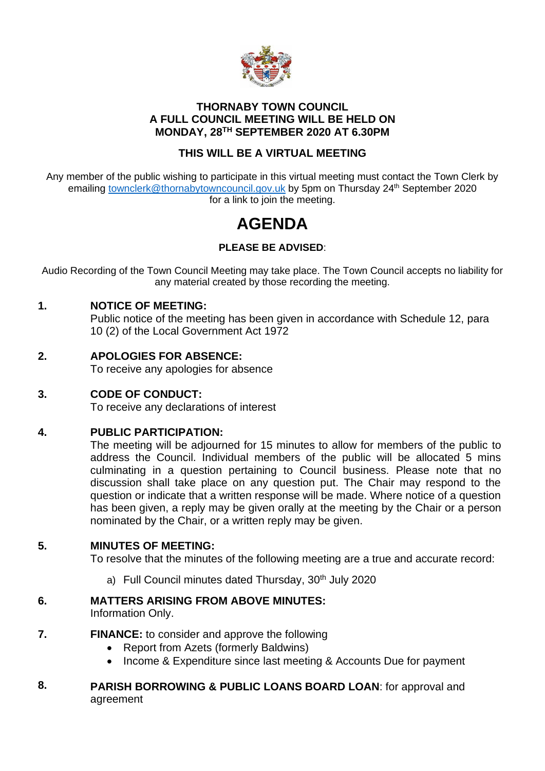**THORNABY TOWN COUNCIL**
**A FULL COUNCIL MEETING WILL BE HELD ON**
**MONDAY, 28TH SEPTEMBER 2020 AT 6.30PM**

**THIS WILL BE A VIRTUAL MEETING**

Any member of the public wishing to participate in this virtual meeting must contact the Town Clerk by emailing townclerk@thornabytowncouncil.gov.uk by 5pm on Thursday 24th September 2020 for a link to join the meeting.

# AGENDA

**PLEASE BE ADVISED**:

Audio Recording of the Town Council Meeting may take place. The Town Council accepts no liability for any material created by those recording the meeting.

**1. NOTICE OF MEETING:**
Public notice of the meeting has been given in accordance with Schedule 12, para 10 (2) of the Local Government Act 1972

**2. APOLOGIES FOR ABSENCE:**
To receive any apologies for absence

**3. CODE OF CONDUCT:**
To receive any declarations of interest

**4. PUBLIC PARTICIPATION:**
The meeting will be adjourned for 15 minutes to allow for members of the public to address the Council. Individual members of the public will be allocated 5 mins culminating in a question pertaining to Council business. Please note that no discussion shall take place on any question put. The Chair may respond to the question or indicate that a written response will be made. Where notice of a question has been given, a reply may be given orally at the meeting by the Chair or a person nominated by the Chair, or a written reply may be given.

**5. MINUTES OF MEETING:**
To resolve that the minutes of the following meeting are a true and accurate record:

a) Full Council minutes dated Thursday, 30th July 2020

**6. MATTERS ARISING FROM ABOVE MINUTES:**
Information Only.

**7. FINANCE:** to consider and approve the following

- Report from Azets (formerly Baldwins)
- Income & Expenditure since last meeting & Accounts Due for payment

**8. PARISH BORROWING & PUBLIC LOANS BOARD LOAN**: for approval and agreement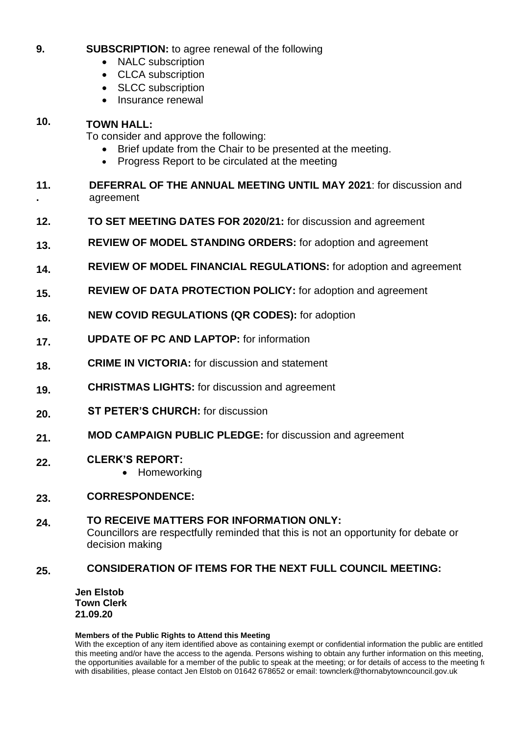**9.** **SUBSCRIPTION:** to agree renewal of the following

- NALC subscription
- CLCA subscription
- SLCC subscription
- Insurance renewal

**10.** **TOWN HALL:**

To consider and approve the following:

- Brief update from the Chair to be presented at the meeting.
- Progress Report to be circulated at the meeting

**11.** **DEFERRAL OF THE ANNUAL MEETING UNTIL MAY 2021**: for discussion and agreement

**12.** **TO SET MEETING DATES FOR 2020/21:** for discussion and agreement

**13.** **REVIEW OF MODEL STANDING ORDERS:** for adoption and agreement

**14.** **REVIEW OF MODEL FINANCIAL REGULATIONS:** for adoption and agreement

**15.** **REVIEW OF DATA PROTECTION POLICY:** for adoption and agreement

**16.** **NEW COVID REGULATIONS (QR CODES):** for adoption

**17.** **UPDATE OF PC AND LAPTOP:** for information

**18.** **CRIME IN VICTORIA:** for discussion and statement

**19.** **CHRISTMAS LIGHTS:** for discussion and agreement

**20.** **ST PETER'S CHURCH:** for discussion

**21.** **MOD CAMPAIGN PUBLIC PLEDGE:** for discussion and agreement

**22.** **CLERK'S REPORT:**

- Homeworking

**23.** **CORRESPONDENCE:**

**24.** **TO RECEIVE MATTERS FOR INFORMATION ONLY:**

Councillors are respectfully reminded that this is not an opportunity for debate or decision making

**25.** **CONSIDERATION OF ITEMS FOR THE NEXT FULL COUNCIL MEETING:**

**Jen Elstob**
**Town Clerk**
**21.09.20**

**Members of the Public Rights to Attend this Meeting**

With the exception of any item identified above as containing exempt or confidential information the public are entitled this meeting and/or have the access to the agenda. Persons wishing to obtain any further information on this meeting, the opportunities available for a member of the public to speak at the meeting; or for details of access to the meeting f with disabilities, please contact Jen Elstob on 01642 678652 or email: townclerk@thornabytowncouncil.gov.uk